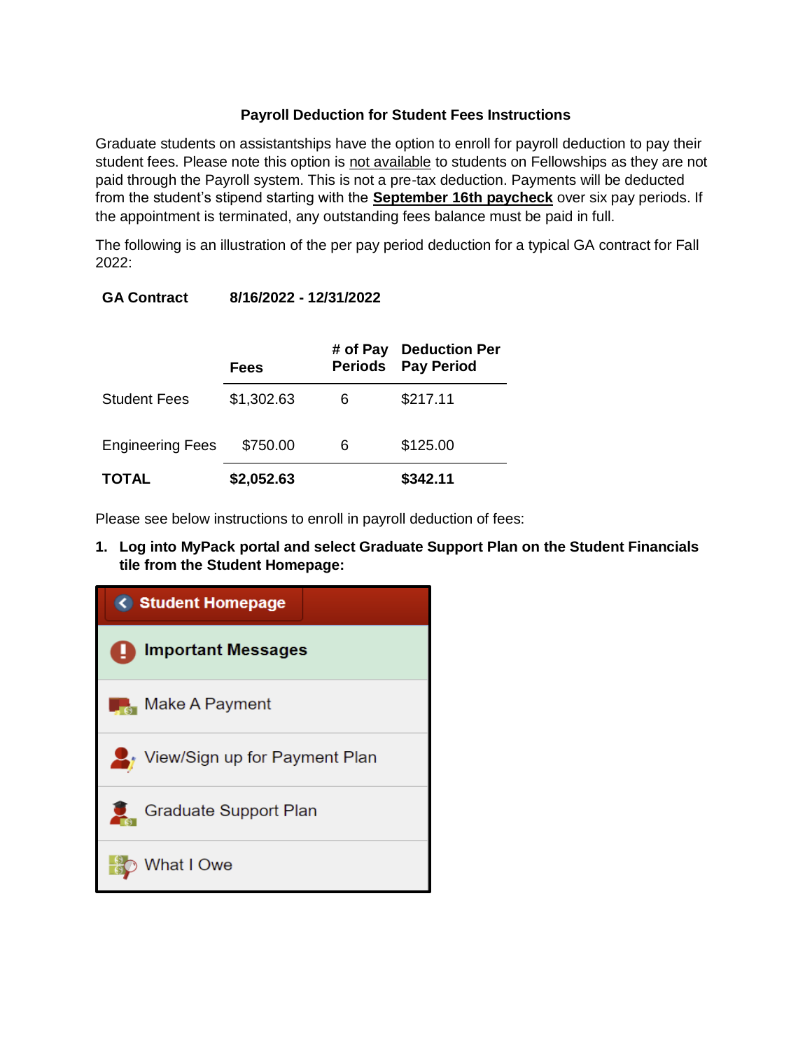**Payroll Deduction for Student Fees Instructions**

Graduate students on assistantships have the option to enroll for payroll deduction to pay their student fees. Please note this option is not available to students on Fellowships as they are not paid through the Payroll system. This is not a pre-tax deduction. Payments will be deducted from the student's stipend starting with the **September 16th paycheck** over six pay periods. If the appointment is terminated, any outstanding fees balance must be paid in full.

The following is an illustration of the per pay period deduction for a typical GA contract for Fall 2022:

**GA Contract** **8/16/2022 - 12/31/2022**

| | Fees | # of Pay Periods | Deduction Per Pay Period |
|---|---|---|---|
| Student Fees | $1,302.63 | 6 | $217.11 |
| Engineering Fees | $750.00 | 6 | $125.00 |
| **TOTAL** | **$2,052.63** | | **$342.11** |

Please see below instructions to enroll in payroll deduction of fees:

1. **Log into MyPack portal and select Graduate Support Plan on the Student Financials tile from the Student Homepage:**

Student Homepage

- Important Messages
- Make A Payment
- View/Sign up for Payment Plan
- Graduate Support Plan
- What I Owe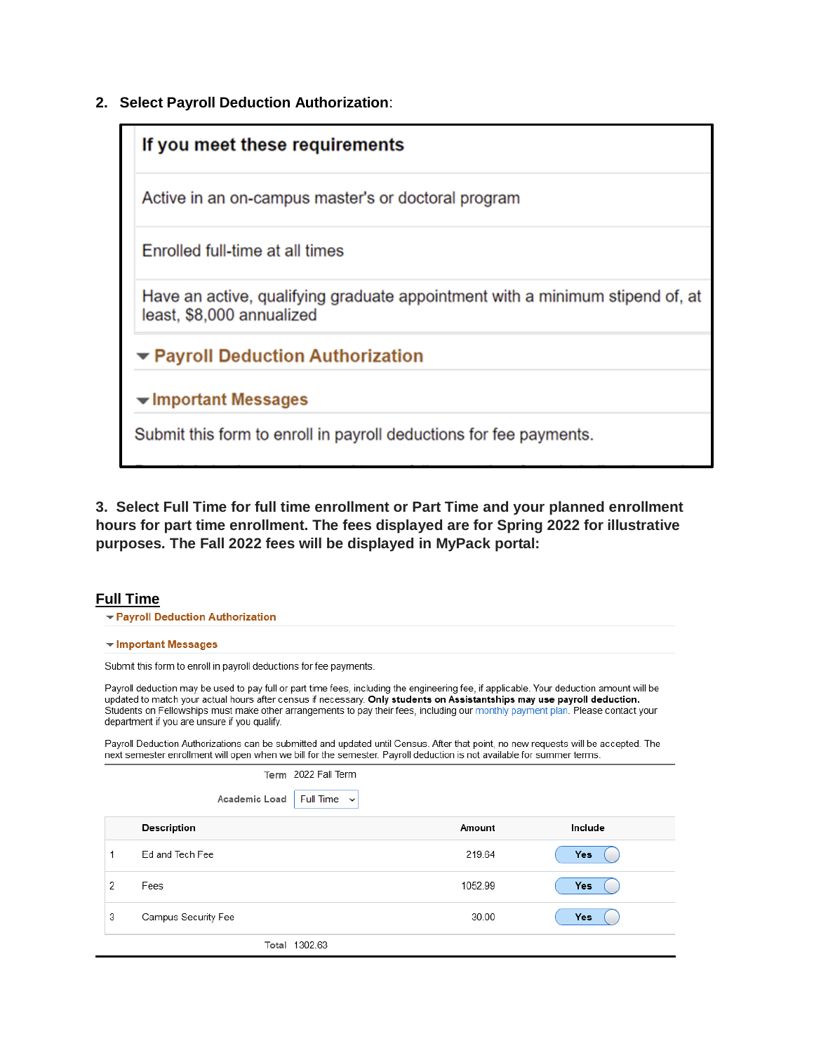2. **Select Payroll Deduction Authorization**:

| If you meet these requirements |
|---|
| Active in an on-campus master's or doctoral program |
| Enrolled full-time at all times |
| Have an active, qualifying graduate appointment with a minimum stipend of, at least, $8,000 annualized |

▾ **Payroll Deduction Authorization**

▾ **Important Messages**

Submit this form to enroll in payroll deductions for fee payments.

**3. Select Full Time for full time enrollment or Part Time and your planned enrollment hours for part time enrollment. The fees displayed are for Spring 2022 for illustrative purposes. The Fall 2022 fees will be displayed in MyPack portal:**

## Full Time

▾ **Payroll Deduction Authorization**

▾ **Important Messages**

Submit this form to enroll in payroll deductions for fee payments.

Payroll deduction may be used to pay full or part time fees, including the engineering fee, if applicable. Your deduction amount will be updated to match your actual hours after census if necessary. **Only students on Assistantships may use payroll deduction.** Students on Fellowships must make other arrangements to pay their fees, including our monthly payment plan. Please contact your department if you are unsure if you qualify.

Payroll Deduction Authorizations can be submitted and updated until Census. After that point, no new requests will be accepted. The next semester enrollment will open when we bill for the semester. Payroll deduction is not available for summer terms.

Term 2022 Fall Term

Academic Load Full Time

| | Description | Amount | Include |
|---|---|---|---|
| 1 | Ed and Tech Fee | 219.64 | Yes |
| 2 | Fees | 1052.99 | Yes |
| 3 | Campus Security Fee | 30.00 | Yes |

Total 1302.63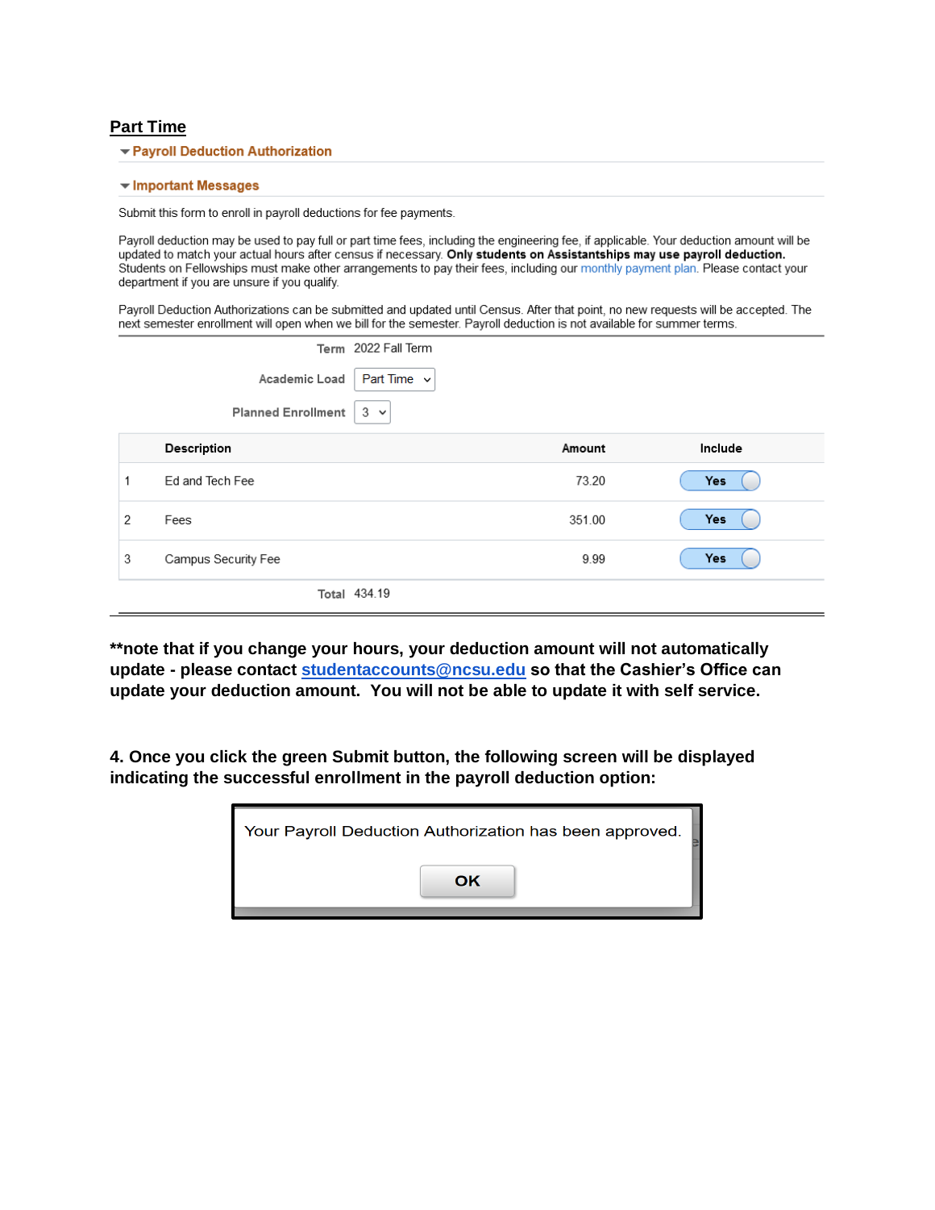## Part Time

**Payroll Deduction Authorization**

**Important Messages**

Submit this form to enroll in payroll deductions for fee payments.

Payroll deduction may be used to pay full or part time fees, including the engineering fee, if applicable. Your deduction amount will be updated to match your actual hours after census if necessary. **Only students on Assistantships may use payroll deduction.** Students on Fellowships must make other arrangements to pay their fees, including our monthly payment plan. Please contact your department if you are unsure if you qualify.

Payroll Deduction Authorizations can be submitted and updated until Census. After that point, no new requests will be accepted. The next semester enrollment will open when we bill for the semester. Payroll deduction is not available for summer terms.

**Term** 2022 Fall Term

**Academic Load** Part Time

**Planned Enrollment** 3

| | Description | Amount | Include |
|---|---|---|---|
| 1 | Ed and Tech Fee | 73.20 | Yes |
| 2 | Fees | 351.00 | Yes |
| 3 | Campus Security Fee | 9.99 | Yes |

**Total** 434.19

**\*\*note that if you change your hours, your deduction amount will not automatically update - please contact [studentaccounts@ncsu.edu](mailto:studentaccounts@ncsu.edu) so that the Cashier's Office can update your deduction amount. You will not be able to update it with self service.**

**4. Once you click the green Submit button, the following screen will be displayed indicating the successful enrollment in the payroll deduction option:**

Your Payroll Deduction Authorization has been approved.

OK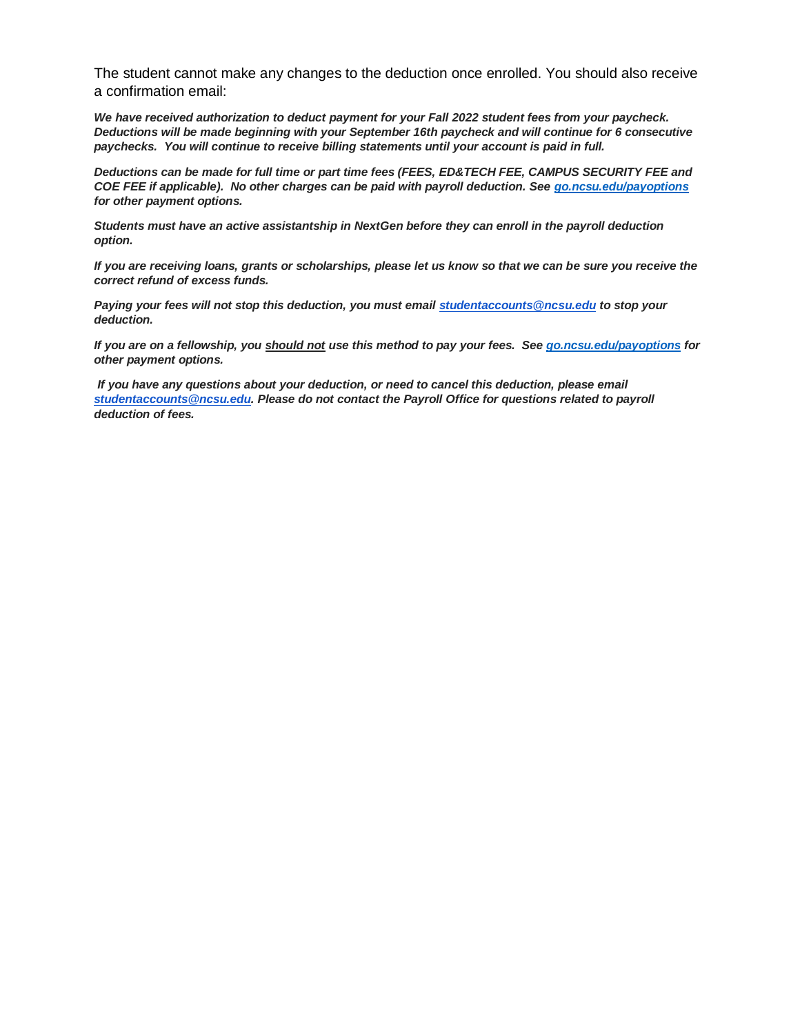The student cannot make any changes to the deduction once enrolled. You should also receive a confirmation email:

***We have received authorization to deduct payment for your Fall 2022 student fees from your paycheck. Deductions will be made beginning with your September 16th paycheck and will continue for 6 consecutive paychecks. You will continue to receive billing statements until your account is paid in full.***

***Deductions can be made for full time or part time fees (FEES, ED&TECH FEE, CAMPUS SECURITY FEE and COE FEE if applicable). No other charges can be paid with payroll deduction. See [go.ncsu.edu/payoptions](go.ncsu.edu/payoptions) for other payment options.***

***Students must have an active assistantship in NextGen before they can enroll in the payroll deduction option.***

***If you are receiving loans, grants or scholarships, please let us know so that we can be sure you receive the correct refund of excess funds.***

***Paying your fees will not stop this deduction, you must email [studentaccounts@ncsu.edu](mailto:studentaccounts@ncsu.edu) to stop your deduction.***

***If you are on a fellowship, you <u>should not</u> use this method to pay your fees. See [go.ncsu.edu/payoptions](go.ncsu.edu/payoptions) for other payment options.***

***If you have any questions about your deduction, or need to cancel this deduction, please email [studentaccounts@ncsu.edu](mailto:studentaccounts@ncsu.edu). Please do not contact the Payroll Office for questions related to payroll deduction of fees.***